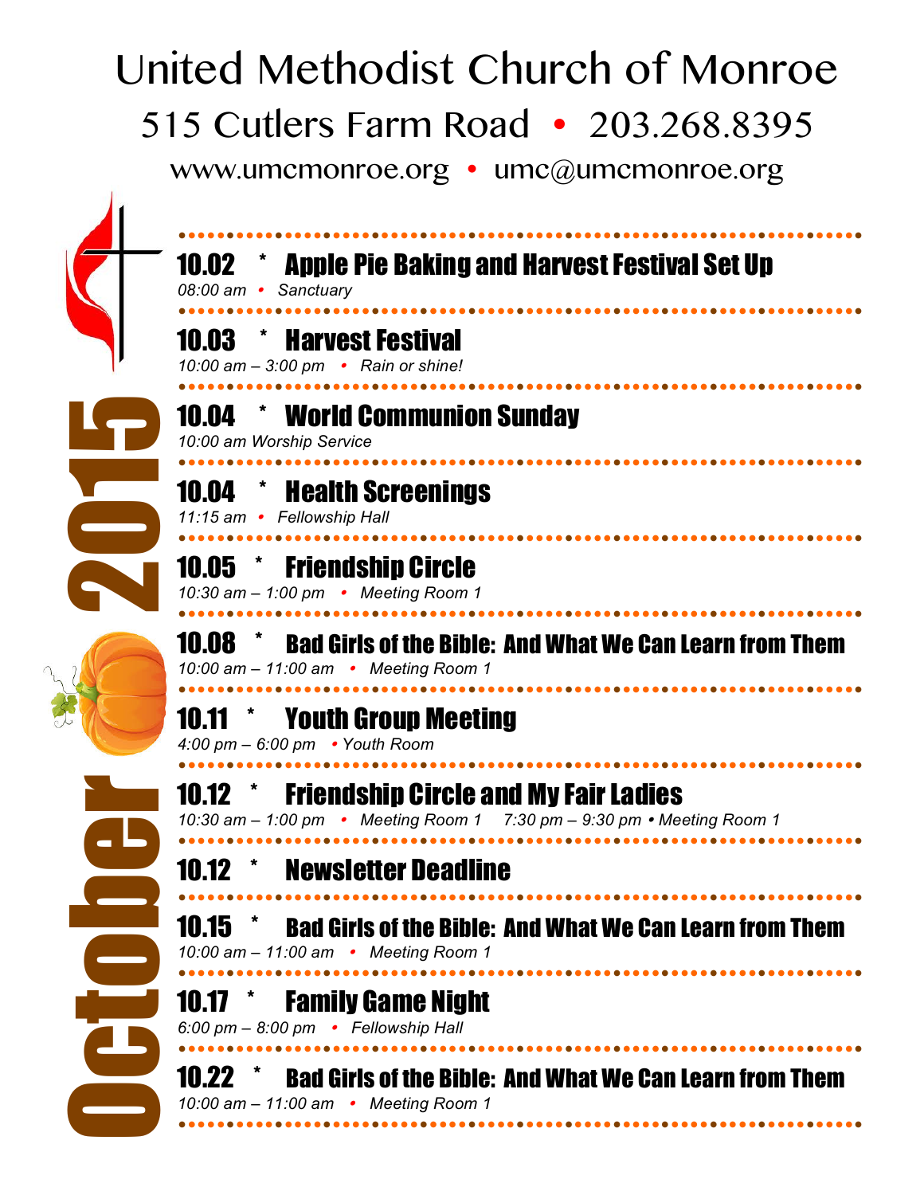# United Methodist Church of Monroe

515 Cutlers Farm Road • 203.268.8395

www.umcmonroe.org • umc@umcmonroe.org

## October 2015

**10.02 * Apple Pie Baking and Harvest Festival Set Up**
*08:00 am • Sanctuary*

**10.03 * Harvest Festival**
*10:00 am – 3:00 pm • Rain or shine!*

**10.04 * World Communion Sunday**
*10:00 am Worship Service*

**10.04 * Health Screenings**
*11:15 am • Fellowship Hall*

**10.05 * Friendship Circle**
*10:30 am – 1:00 pm • Meeting Room 1*

**10.08 * Bad Girls of the Bible: And What We Can Learn from Them**
*10:00 am – 11:00 am • Meeting Room 1*

**10.11 * Youth Group Meeting**
*4:00 pm – 6:00 pm • Youth Room*

**10.12 * Friendship Circle and My Fair Ladies**
*10:30 am – 1:00 pm • Meeting Room 1 7:30 pm – 9:30 pm • Meeting Room 1*

**10.12 * Newsletter Deadline**

**10.15 * Bad Girls of the Bible: And What We Can Learn from Them**
*10:00 am – 11:00 am • Meeting Room 1*

**10.17 * Family Game Night**
*6:00 pm – 8:00 pm • Fellowship Hall*

**10.22 * Bad Girls of the Bible: And What We Can Learn from Them**
*10:00 am – 11:00 am • Meeting Room 1*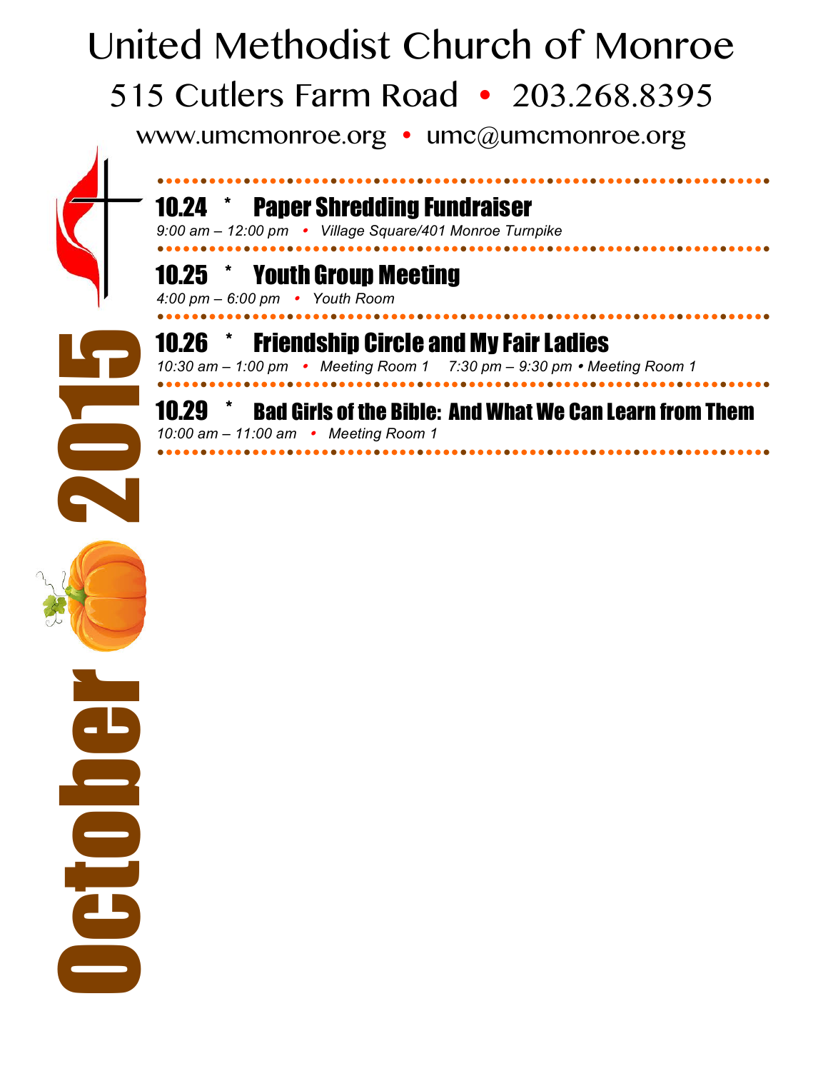# United Methodist Church of Monroe

515 Cutlers Farm Road • 203.268.8395

www.umcmonroe.org • umc@umcmonroe.org

October 2015

## 10.24 * Paper Shredding Fundraiser

*9:00 am – 12:00 pm • Village Square/401 Monroe Turnpike*

## 10.25 * Youth Group Meeting

*4:00 pm – 6:00 pm • Youth Room*

## 10.26 * Friendship Circle and My Fair Ladies

*10:30 am – 1:00 pm • Meeting Room 1   7:30 pm – 9:30 pm • Meeting Room 1*

## 10.29 * Bad Girls of the Bible: And What We Can Learn from Them

*10:00 am – 11:00 am • Meeting Room 1*